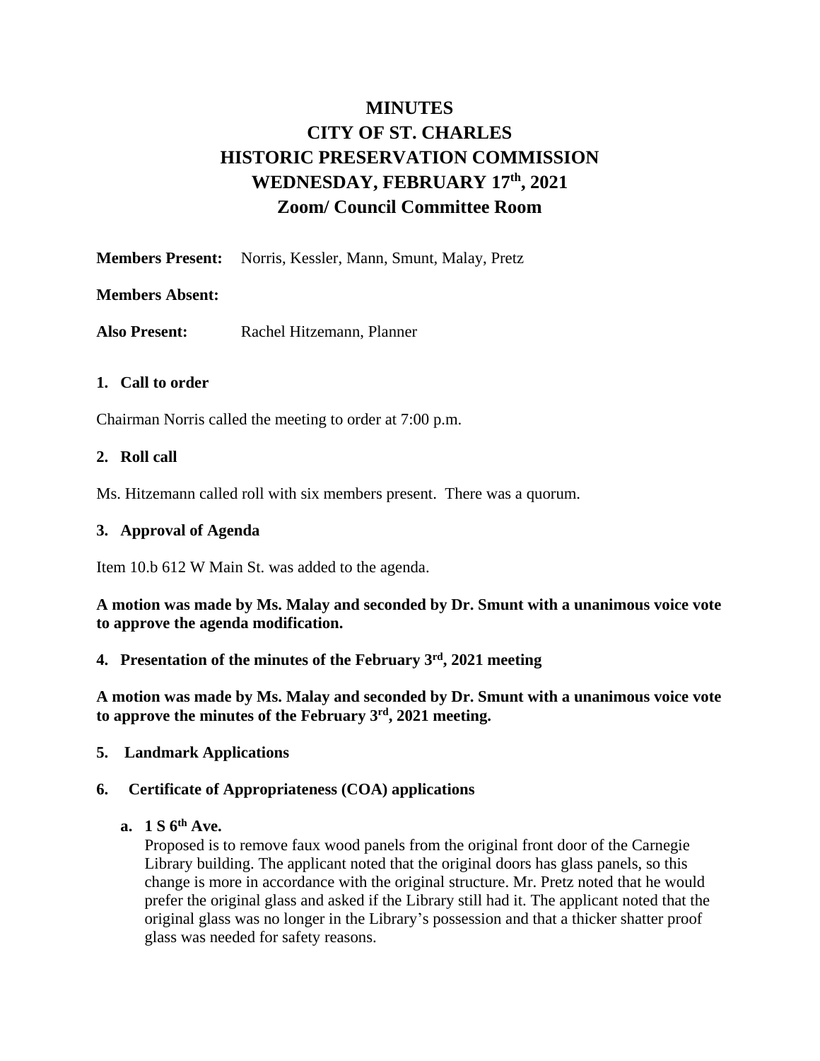# MINUTES
# CITY OF ST. CHARLES
# HISTORIC PRESERVATION COMMISSION
# WEDNESDAY, FEBRUARY 17th, 2021
# Zoom/ Council Committee Room

**Members Present:** Norris, Kessler, Mann, Smunt, Malay, Pretz

**Members Absent:**

**Also Present:** Rachel Hitzemann, Planner

## 1. Call to order

Chairman Norris called the meeting to order at 7:00 p.m.

## 2. Roll call

Ms. Hitzemann called roll with six members present. There was a quorum.

## 3. Approval of Agenda

Item 10.b 612 W Main St. was added to the agenda.

**A motion was made by Ms. Malay and seconded by Dr. Smunt with a unanimous voice vote to approve the agenda modification.**

## 4. Presentation of the minutes of the February 3rd, 2021 meeting

**A motion was made by Ms. Malay and seconded by Dr. Smunt with a unanimous voice vote to approve the minutes of the February 3rd, 2021 meeting.**

## 5. Landmark Applications

## 6. Certificate of Appropriateness (COA) applications

### a. 1 S 6th Ave.

Proposed is to remove faux wood panels from the original front door of the Carnegie Library building. The applicant noted that the original doors has glass panels, so this change is more in accordance with the original structure. Mr. Pretz noted that he would prefer the original glass and asked if the Library still had it. The applicant noted that the original glass was no longer in the Library's possession and that a thicker shatter proof glass was needed for safety reasons.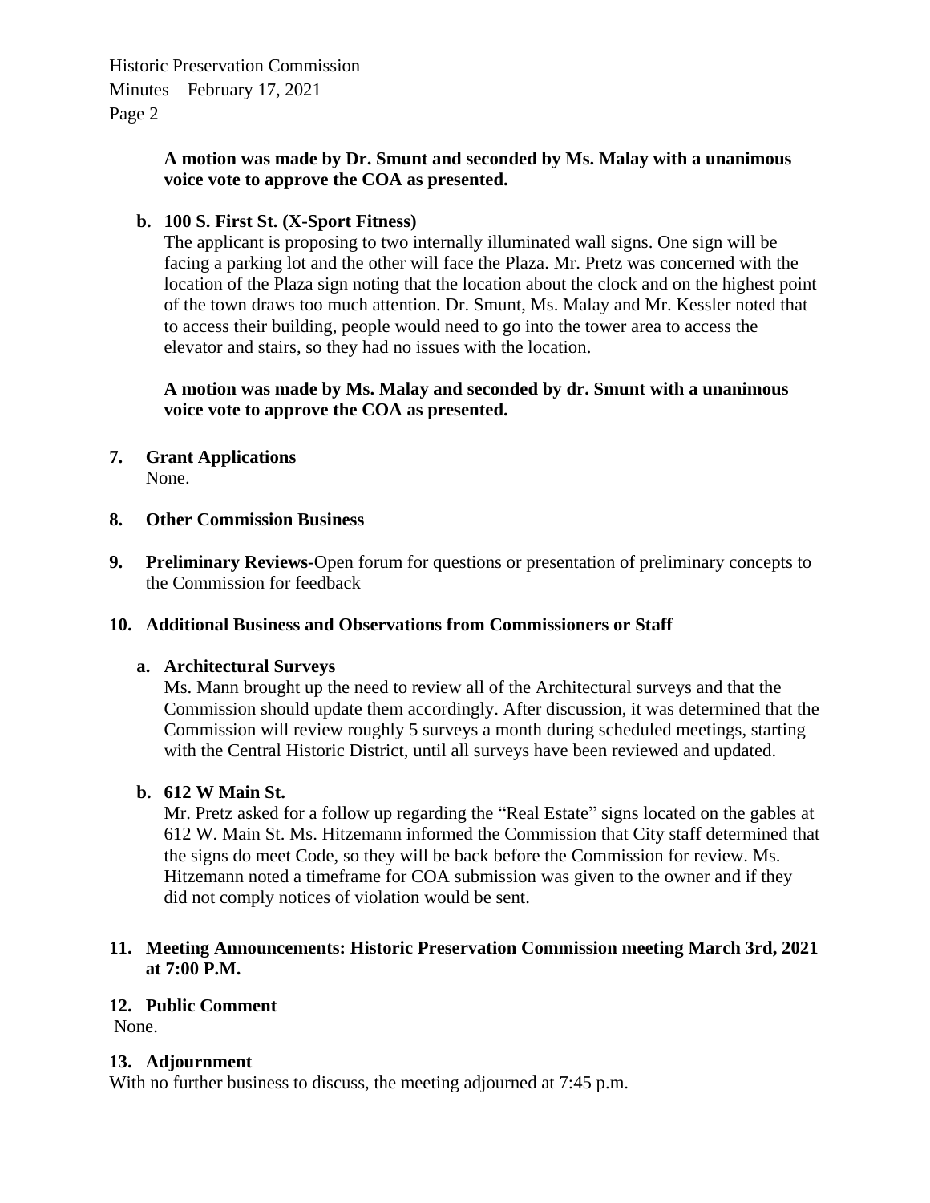**A motion was made by Dr. Smunt and seconded by Ms. Malay with a unanimous voice vote to approve the COA as presented.**

**b. 100 S. First St. (X-Sport Fitness)**

The applicant is proposing to two internally illuminated wall signs. One sign will be facing a parking lot and the other will face the Plaza. Mr. Pretz was concerned with the location of the Plaza sign noting that the location about the clock and on the highest point of the town draws too much attention. Dr. Smunt, Ms. Malay and Mr. Kessler noted that to access their building, people would need to go into the tower area to access the elevator and stairs, so they had no issues with the location.

**A motion was made by Ms. Malay and seconded by dr. Smunt with a unanimous voice vote to approve the COA as presented.**

**7. Grant Applications**

None.

**8. Other Commission Business**

**9. Preliminary Reviews-**Open forum for questions or presentation of preliminary concepts to the Commission for feedback

**10. Additional Business and Observations from Commissioners or Staff**

**a. Architectural Surveys**

Ms. Mann brought up the need to review all of the Architectural surveys and that the Commission should update them accordingly. After discussion, it was determined that the Commission will review roughly 5 surveys a month during scheduled meetings, starting with the Central Historic District, until all surveys have been reviewed and updated.

**b. 612 W Main St.**

Mr. Pretz asked for a follow up regarding the "Real Estate" signs located on the gables at 612 W. Main St. Ms. Hitzemann informed the Commission that City staff determined that the signs do meet Code, so they will be back before the Commission for review. Ms. Hitzemann noted a timeframe for COA submission was given to the owner and if they did not comply notices of violation would be sent.

**11. Meeting Announcements: Historic Preservation Commission meeting March 3rd, 2021 at 7:00 P.M.**

**12. Public Comment**

None.

**13. Adjournment**

With no further business to discuss, the meeting adjourned at 7:45 p.m.